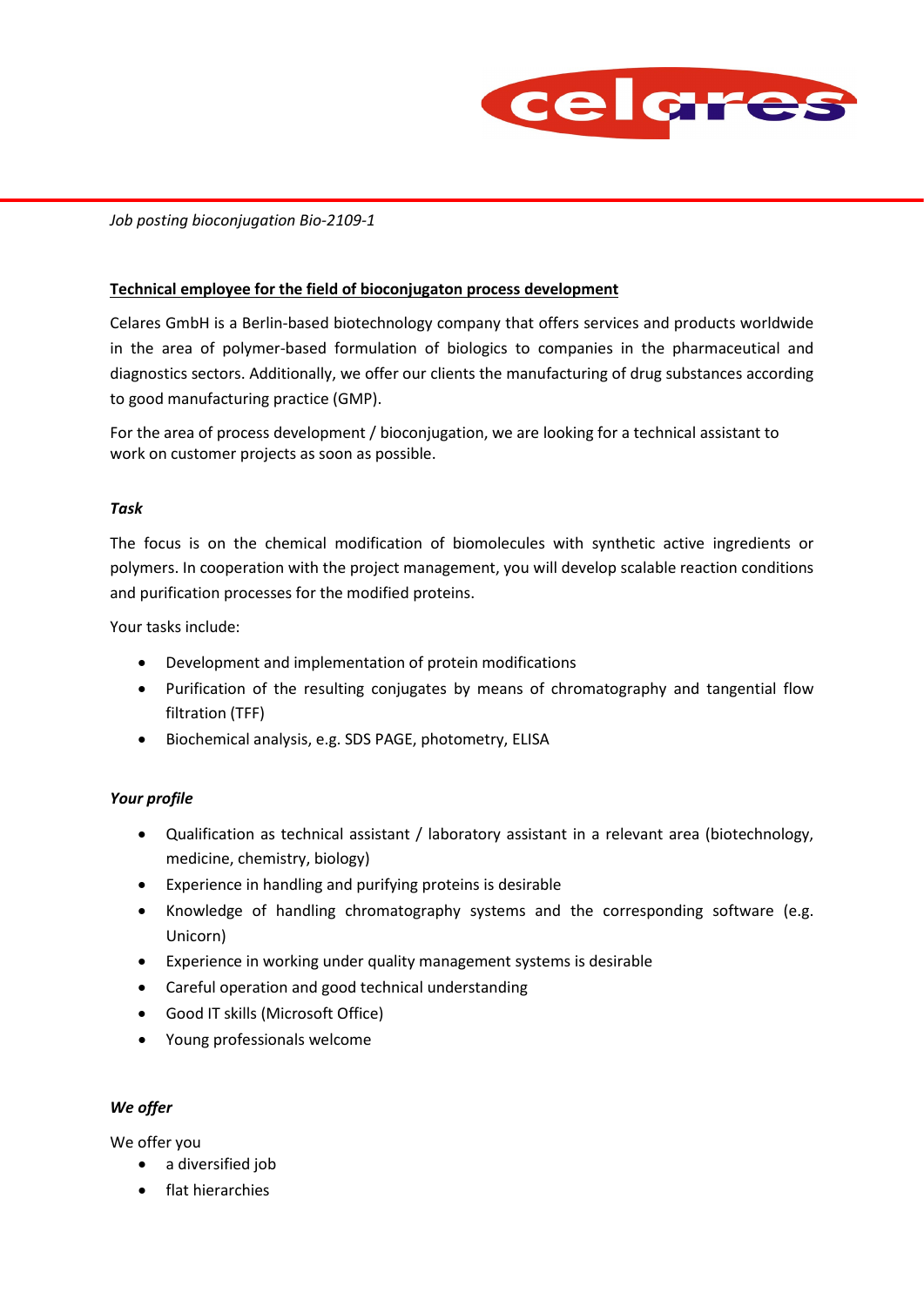*Job posting bioconjugation Bio-2109-1*

## Technical employee for the field of bioconjugaton process development

Celares GmbH is a Berlin-based biotechnology company that offers services and products worldwide in the area of polymer-based formulation of biologics to companies in the pharmaceutical and diagnostics sectors. Additionally, we offer our clients the manufacturing of drug substances according to good manufacturing practice (GMP).

For the area of process development / bioconjugation, we are looking for a technical assistant to work on customer projects as soon as possible.

### *Task*

The focus is on the chemical modification of biomolecules with synthetic active ingredients or polymers. In cooperation with the project management, you will develop scalable reaction conditions and purification processes for the modified proteins.

Your tasks include:

- Development and implementation of protein modifications
- Purification of the resulting conjugates by means of chromatography and tangential flow filtration (TFF)
- Biochemical analysis, e.g. SDS PAGE, photometry, ELISA

### *Your profile*

- Qualification as technical assistant / laboratory assistant in a relevant area (biotechnology, medicine, chemistry, biology)
- Experience in handling and purifying proteins is desirable
- Knowledge of handling chromatography systems and the corresponding software (e.g. Unicorn)
- Experience in working under quality management systems is desirable
- Careful operation and good technical understanding
- Good IT skills (Microsoft Office)
- Young professionals welcome

### *We offer*

We offer you

- a diversified job
- flat hierarchies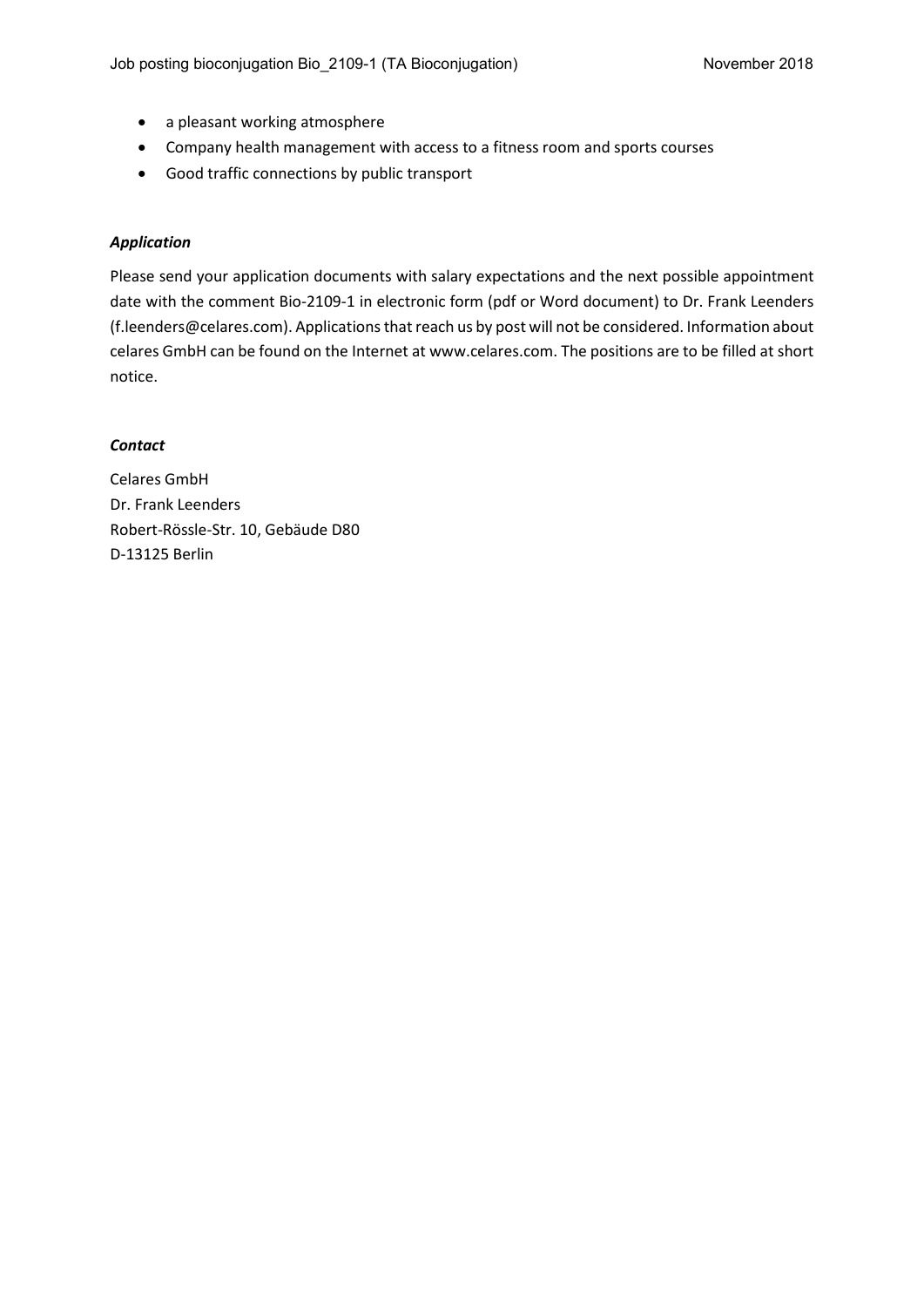- a pleasant working atmosphere
- Company health management with access to a fitness room and sports courses
- Good traffic connections by public transport

***Application***

Please send your application documents with salary expectations and the next possible appointment date with the comment Bio-2109-1 in electronic form (pdf or Word document) to Dr. Frank Leenders (f.leenders@celares.com). Applications that reach us by post will not be considered. Information about celares GmbH can be found on the Internet at www.celares.com. The positions are to be filled at short notice.

***Contact***

Celares GmbH
Dr. Frank Leenders
Robert-Rössle-Str. 10, Gebäude D80
D-13125 Berlin